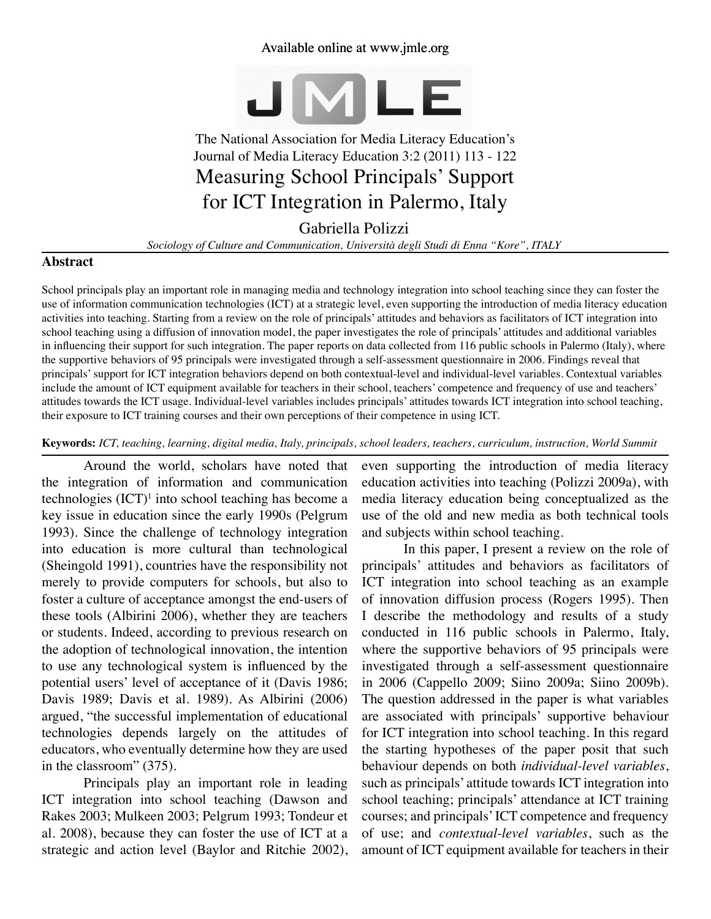# Measuring School Principals' Support for ICT Integration in Palermo, Italy

Gabriella Polizzi

*Sociology of Culture and Communication, Università degli Studi di Enna "Kore", ITALY*

## Abstract

School principals play an important role in managing media and technology integration into school teaching since they can foster the use of information communication technologies (ICT) at a strategic level, even supporting the introduction of media literacy education activities into teaching. Starting from a review on the role of principals' attitudes and behaviors as facilitators of ICT integration into school teaching using a diffusion of innovation model, the paper investigates the role of principals' attitudes and additional variables in influencing their support for such integration. The paper reports on data collected from 116 public schools in Palermo (Italy), where the supportive behaviors of 95 principals were investigated through a self-assessment questionnaire in 2006. Findings reveal that principals' support for ICT integration behaviors depend on both contextual-level and individual-level variables. Contextual variables include the amount of ICT equipment available for teachers in their school, teachers' competence and frequency of use and teachers' attitudes towards the ICT usage. Individual-level variables includes principals' attitudes towards ICT integration into school teaching, their exposure to ICT training courses and their own perceptions of their competence in using ICT.

**Keywords:** *ICT, teaching, learning, digital media, Italy, principals, school leaders, teachers, curriculum, instruction, World Summit*

Around the world, scholars have noted that the integration of information and communication technologies (ICT)[1] into school teaching has become a key issue in education since the early 1990s (Pelgrum 1993). Since the challenge of technology integration into education is more cultural than technological (Sheingold 1991), countries have the responsibility not merely to provide computers for schools, but also to foster a culture of acceptance amongst the end-users of these tools (Albirini 2006), whether they are teachers or students. Indeed, according to previous research on the adoption of technological innovation, the intention to use any technological system is influenced by the potential users' level of acceptance of it (Davis 1986; Davis 1989; Davis et al. 1989). As Albirini (2006) argued, "the successful implementation of educational technologies depends largely on the attitudes of educators, who eventually determine how they are used in the classroom" (375).

Principals play an important role in leading ICT integration into school teaching (Dawson and Rakes 2003; Mulkeen 2003; Pelgrum 1993; Tondeur et al. 2008), because they can foster the use of ICT at a strategic and action level (Baylor and Ritchie 2002), even supporting the introduction of media literacy education activities into teaching (Polizzi 2009a), with media literacy education being conceptualized as the use of the old and new media as both technical tools and subjects within school teaching.

In this paper, I present a review on the role of principals' attitudes and behaviors as facilitators of ICT integration into school teaching as an example of innovation diffusion process (Rogers 1995). Then I describe the methodology and results of a study conducted in 116 public schools in Palermo, Italy, where the supportive behaviors of 95 principals were investigated through a self-assessment questionnaire in 2006 (Cappello 2009; Siino 2009a; Siino 2009b). The question addressed in the paper is what variables are associated with principals' supportive behaviour for ICT integration into school teaching. In this regard the starting hypotheses of the paper posit that such behaviour depends on both *individual-level variables*, such as principals' attitude towards ICT integration into school teaching; principals' attendance at ICT training courses; and principals' ICT competence and frequency of use; and *contextual-level variables*, such as the amount of ICT equipment available for teachers in their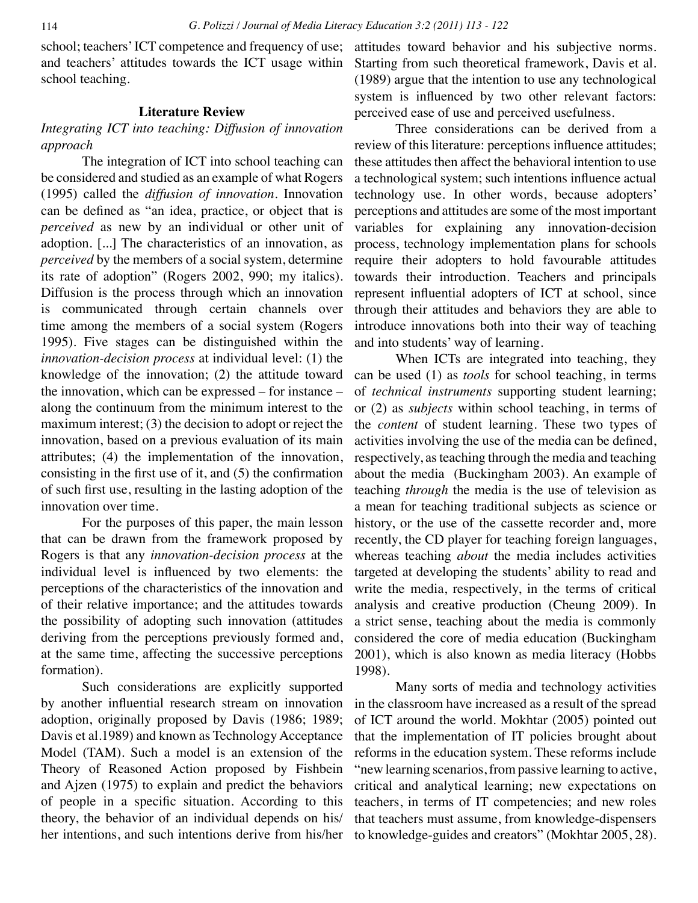school; teachers' ICT competence and frequency of use; and teachers' attitudes towards the ICT usage within school teaching.

## Literature Review

### *Integrating ICT into teaching: Diffusion of innovation approach*

The integration of ICT into school teaching can be considered and studied as an example of what Rogers (1995) called the *diffusion of innovation*. Innovation can be defined as "an idea, practice, or object that is *perceived* as new by an individual or other unit of adoption. [...] The characteristics of an innovation, as *perceived* by the members of a social system, determine its rate of adoption" (Rogers 2002, 990; my italics). Diffusion is the process through which an innovation is communicated through certain channels over time among the members of a social system (Rogers 1995). Five stages can be distinguished within the *innovation-decision process* at individual level: (1) the knowledge of the innovation; (2) the attitude toward the innovation, which can be expressed – for instance – along the continuum from the minimum interest to the maximum interest; (3) the decision to adopt or reject the innovation, based on a previous evaluation of its main attributes; (4) the implementation of the innovation, consisting in the first use of it, and (5) the confirmation of such first use, resulting in the lasting adoption of the innovation over time.

For the purposes of this paper, the main lesson that can be drawn from the framework proposed by Rogers is that any *innovation-decision process* at the individual level is influenced by two elements: the perceptions of the characteristics of the innovation and of their relative importance; and the attitudes towards the possibility of adopting such innovation (attitudes deriving from the perceptions previously formed and, at the same time, affecting the successive perceptions formation).

Such considerations are explicitly supported by another influential research stream on innovation adoption, originally proposed by Davis (1986; 1989; Davis et al.1989) and known as Technology Acceptance Model (TAM). Such a model is an extension of the Theory of Reasoned Action proposed by Fishbein and Ajzen (1975) to explain and predict the behaviors of people in a specific situation. According to this theory, the behavior of an individual depends on his/her intentions, and such intentions derive from his/her attitudes toward behavior and his subjective norms. Starting from such theoretical framework, Davis et al. (1989) argue that the intention to use any technological system is influenced by two other relevant factors: perceived ease of use and perceived usefulness.

Three considerations can be derived from a review of this literature: perceptions influence attitudes; these attitudes then affect the behavioral intention to use a technological system; such intentions influence actual technology use. In other words, because adopters' perceptions and attitudes are some of the most important variables for explaining any innovation-decision process, technology implementation plans for schools require their adopters to hold favourable attitudes towards their introduction. Teachers and principals represent influential adopters of ICT at school, since through their attitudes and behaviors they are able to introduce innovations both into their way of teaching and into students' way of learning.

When ICTs are integrated into teaching, they can be used (1) as *tools* for school teaching, in terms of *technical instruments* supporting student learning; or (2) as *subjects* within school teaching, in terms of the *content* of student learning. These two types of activities involving the use of the media can be defined, respectively, as teaching through the media and teaching about the media (Buckingham 2003). An example of teaching *through* the media is the use of television as a mean for teaching traditional subjects as science or history, or the use of the cassette recorder and, more recently, the CD player for teaching foreign languages, whereas teaching *about* the media includes activities targeted at developing the students' ability to read and write the media, respectively, in the terms of critical analysis and creative production (Cheung 2009). In a strict sense, teaching about the media is commonly considered the core of media education (Buckingham 2001), which is also known as media literacy (Hobbs 1998).

Many sorts of media and technology activities in the classroom have increased as a result of the spread of ICT around the world. Mokhtar (2005) pointed out that the implementation of IT policies brought about reforms in the education system. These reforms include "new learning scenarios, from passive learning to active, critical and analytical learning; new expectations on teachers, in terms of IT competencies; and new roles that teachers must assume, from knowledge-dispensers to knowledge-guides and creators" (Mokhtar 2005, 28).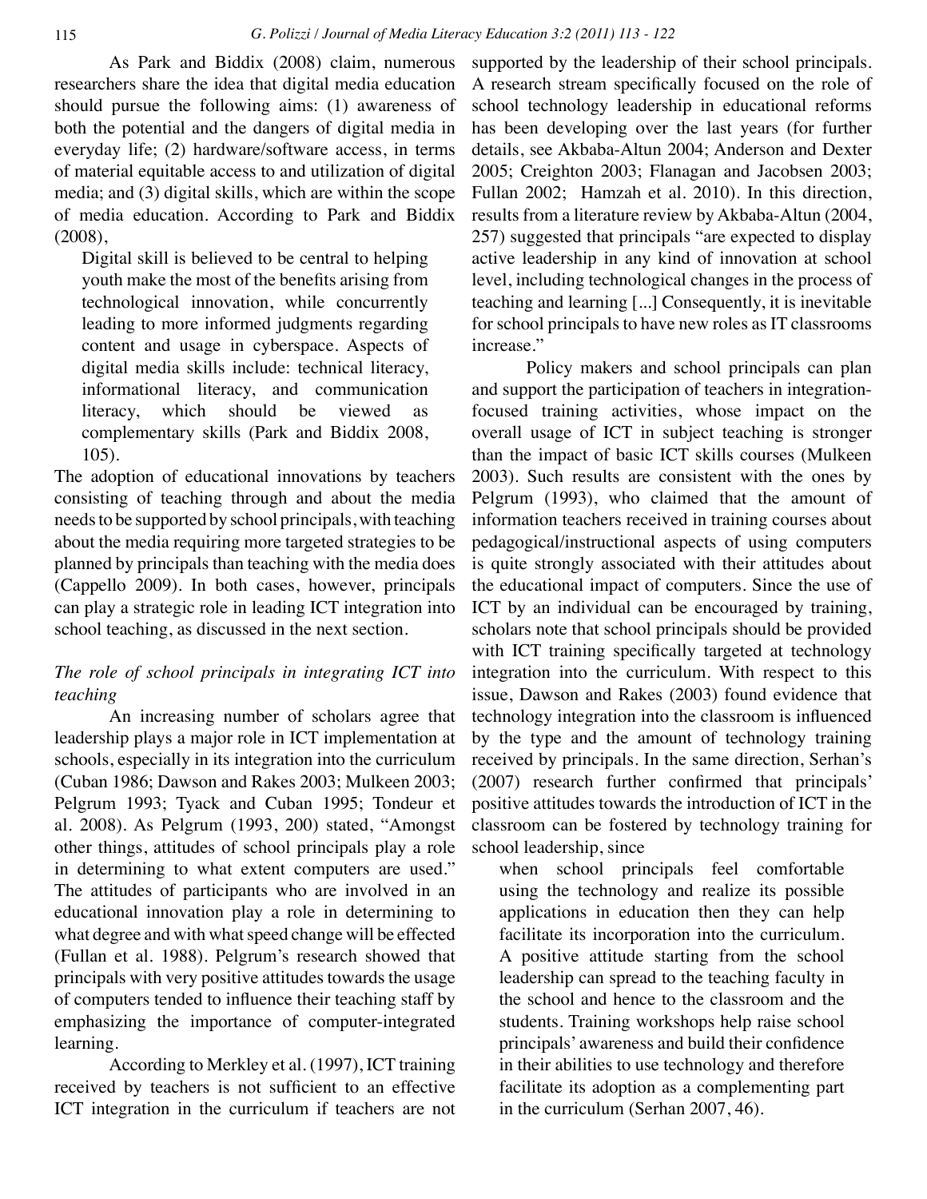As Park and Biddix (2008) claim, numerous researchers share the idea that digital media education should pursue the following aims: (1) awareness of both the potential and the dangers of digital media in everyday life; (2) hardware/software access, in terms of material equitable access to and utilization of digital media; and (3) digital skills, which are within the scope of media education. According to Park and Biddix (2008),

> Digital skill is believed to be central to helping youth make the most of the benefits arising from technological innovation, while concurrently leading to more informed judgments regarding content and usage in cyberspace. Aspects of digital media skills include: technical literacy, informational literacy, and communication literacy, which should be viewed as complementary skills (Park and Biddix 2008, 105).

The adoption of educational innovations by teachers consisting of teaching through and about the media needs to be supported by school principals, with teaching about the media requiring more targeted strategies to be planned by principals than teaching with the media does (Cappello 2009). In both cases, however, principals can play a strategic role in leading ICT integration into school teaching, as discussed in the next section.

### *The role of school principals in integrating ICT into teaching*

An increasing number of scholars agree that leadership plays a major role in ICT implementation at schools, especially in its integration into the curriculum (Cuban 1986; Dawson and Rakes 2003; Mulkeen 2003; Pelgrum 1993; Tyack and Cuban 1995; Tondeur et al. 2008). As Pelgrum (1993, 200) stated, "Amongst other things, attitudes of school principals play a role in determining to what extent computers are used." The attitudes of participants who are involved in an educational innovation play a role in determining to what degree and with what speed change will be effected (Fullan et al. 1988). Pelgrum's research showed that principals with very positive attitudes towards the usage of computers tended to influence their teaching staff by emphasizing the importance of computer-integrated learning.

According to Merkley et al. (1997), ICT training received by teachers is not sufficient to an effective ICT integration in the curriculum if teachers are not supported by the leadership of their school principals. A research stream specifically focused on the role of school technology leadership in educational reforms has been developing over the last years (for further details, see Akbaba-Altun 2004; Anderson and Dexter 2005; Creighton 2003; Flanagan and Jacobsen 2003; Fullan 2002; Hamzah et al. 2010). In this direction, results from a literature review by Akbaba-Altun (2004, 257) suggested that principals "are expected to display active leadership in any kind of innovation at school level, including technological changes in the process of teaching and learning [...] Consequently, it is inevitable for school principals to have new roles as IT classrooms increase."

Policy makers and school principals can plan and support the participation of teachers in integration-focused training activities, whose impact on the overall usage of ICT in subject teaching is stronger than the impact of basic ICT skills courses (Mulkeen 2003). Such results are consistent with the ones by Pelgrum (1993), who claimed that the amount of information teachers received in training courses about pedagogical/instructional aspects of using computers is quite strongly associated with their attitudes about the educational impact of computers. Since the use of ICT by an individual can be encouraged by training, scholars note that school principals should be provided with ICT training specifically targeted at technology integration into the curriculum. With respect to this issue, Dawson and Rakes (2003) found evidence that technology integration into the classroom is influenced by the type and the amount of technology training received by principals. In the same direction, Serhan's (2007) research further confirmed that principals' positive attitudes towards the introduction of ICT in the classroom can be fostered by technology training for school leadership, since

> when school principals feel comfortable using the technology and realize its possible applications in education then they can help facilitate its incorporation into the curriculum. A positive attitude starting from the school leadership can spread to the teaching faculty in the school and hence to the classroom and the students. Training workshops help raise school principals' awareness and build their confidence in their abilities to use technology and therefore facilitate its adoption as a complementing part in the curriculum (Serhan 2007, 46).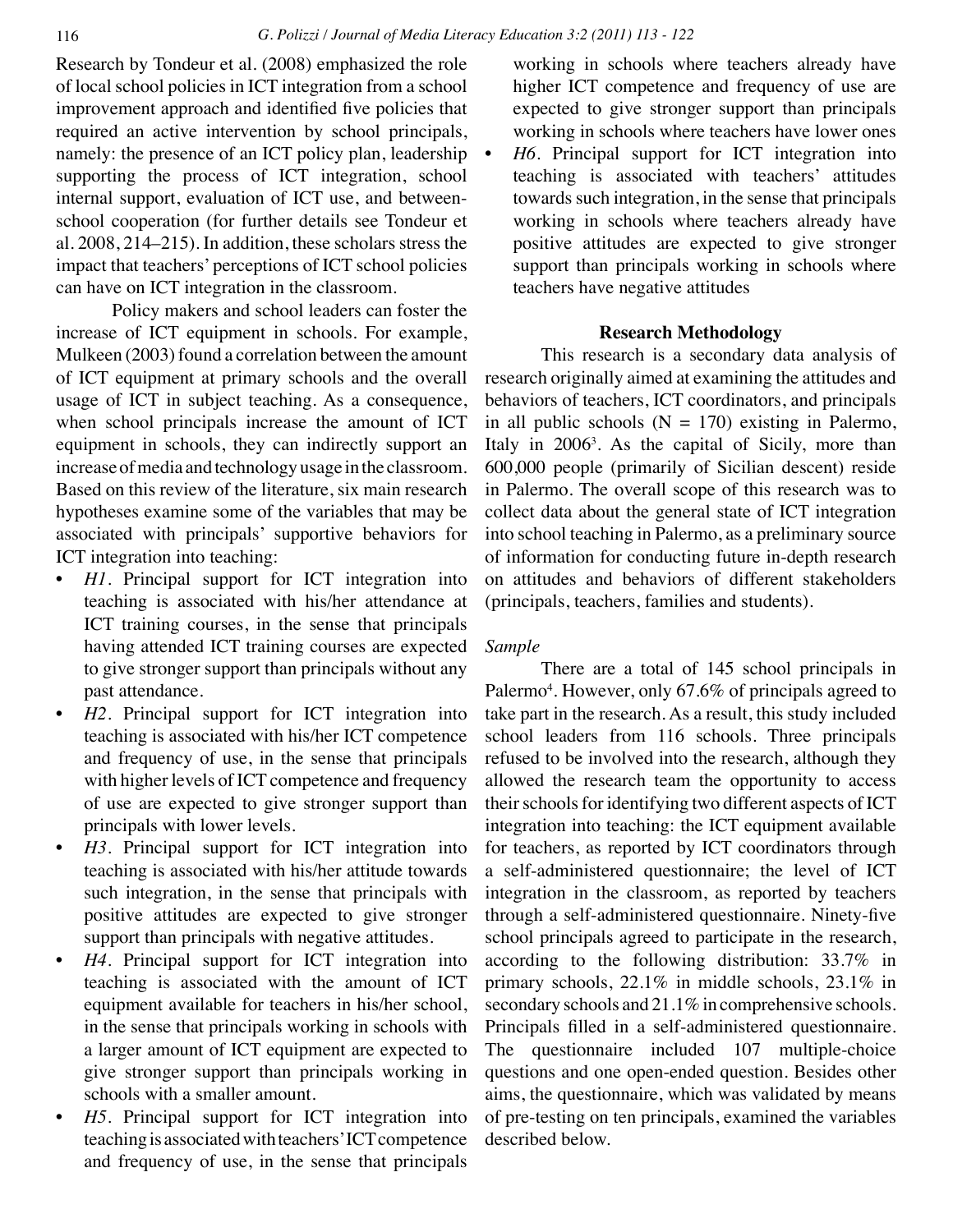Research by Tondeur et al. (2008) emphasized the role of local school policies in ICT integration from a school improvement approach and identified five policies that required an active intervention by school principals, namely: the presence of an ICT policy plan, leadership supporting the process of ICT integration, school internal support, evaluation of ICT use, and between-school cooperation (for further details see Tondeur et al. 2008, 214–215). In addition, these scholars stress the impact that teachers' perceptions of ICT school policies can have on ICT integration in the classroom.

Policy makers and school leaders can foster the increase of ICT equipment in schools. For example, Mulkeen (2003) found a correlation between the amount of ICT equipment at primary schools and the overall usage of ICT in subject teaching. As a consequence, when school principals increase the amount of ICT equipment in schools, they can indirectly support an increase of media and technology usage in the classroom. Based on this review of the literature, six main research hypotheses examine some of the variables that may be associated with principals' supportive behaviors for ICT integration into teaching:

- *H1*. Principal support for ICT integration into teaching is associated with his/her attendance at ICT training courses, in the sense that principals having attended ICT training courses are expected to give stronger support than principals without any past attendance.
- *H2*. Principal support for ICT integration into teaching is associated with his/her ICT competence and frequency of use, in the sense that principals with higher levels of ICT competence and frequency of use are expected to give stronger support than principals with lower levels.
- *H3*. Principal support for ICT integration into teaching is associated with his/her attitude towards such integration, in the sense that principals with positive attitudes are expected to give stronger support than principals with negative attitudes.
- *H4*. Principal support for ICT integration into teaching is associated with the amount of ICT equipment available for teachers in his/her school, in the sense that principals working in schools with a larger amount of ICT equipment are expected to give stronger support than principals working in schools with a smaller amount.
- *H5*. Principal support for ICT integration into teaching is associated with teachers' ICT competence and frequency of use, in the sense that principals working in schools where teachers already have higher ICT competence and frequency of use are expected to give stronger support than principals working in schools where teachers have lower ones
- *H6*. Principal support for ICT integration into teaching is associated with teachers' attitudes towards such integration, in the sense that principals working in schools where teachers already have positive attitudes are expected to give stronger support than principals working in schools where teachers have negative attitudes

## Research Methodology

This research is a secondary data analysis of research originally aimed at examining the attitudes and behaviors of teachers, ICT coordinators, and principals in all public schools (N = 170) existing in Palermo, Italy in 2006[3]. As the capital of Sicily, more than 600,000 people (primarily of Sicilian descent) reside in Palermo. The overall scope of this research was to collect data about the general state of ICT integration into school teaching in Palermo, as a preliminary source of information for conducting future in-depth research on attitudes and behaviors of different stakeholders (principals, teachers, families and students).

### *Sample*

There are a total of 145 school principals in Palermo[4]. However, only 67.6% of principals agreed to take part in the research. As a result, this study included school leaders from 116 schools. Three principals refused to be involved into the research, although they allowed the research team the opportunity to access their schools for identifying two different aspects of ICT integration into teaching: the ICT equipment available for teachers, as reported by ICT coordinators through a self-administered questionnaire; the level of ICT integration in the classroom, as reported by teachers through a self-administered questionnaire. Ninety-five school principals agreed to participate in the research, according to the following distribution: 33.7% in primary schools, 22.1% in middle schools, 23.1% in secondary schools and 21.1% in comprehensive schools. Principals filled in a self-administered questionnaire. The questionnaire included 107 multiple-choice questions and one open-ended question. Besides other aims, the questionnaire, which was validated by means of pre-testing on ten principals, examined the variables described below.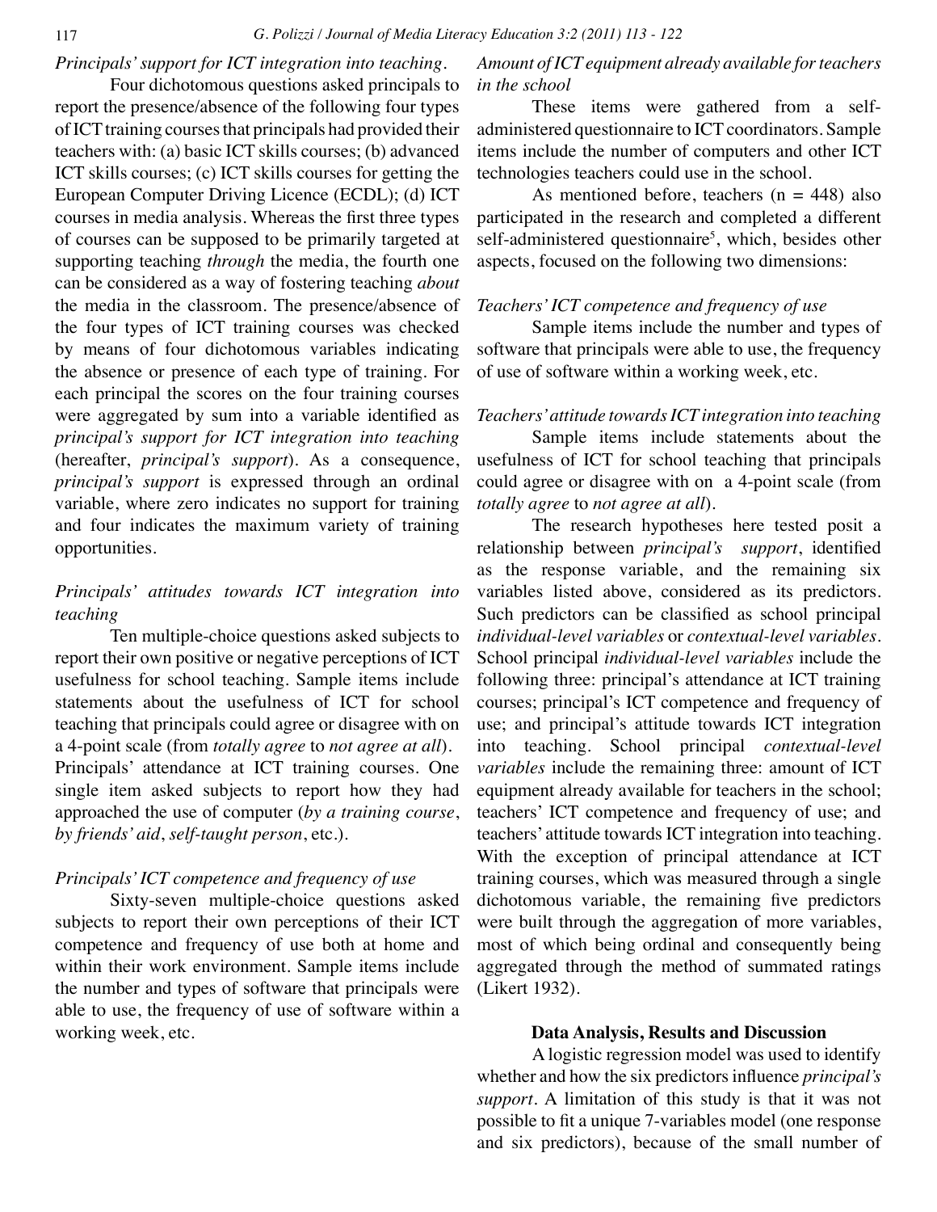*Principals' support for ICT integration into teaching.*

Four dichotomous questions asked principals to report the presence/absence of the following four types of ICT training courses that principals had provided their teachers with: (a) basic ICT skills courses; (b) advanced ICT skills courses; (c) ICT skills courses for getting the European Computer Driving Licence (ECDL); (d) ICT courses in media analysis. Whereas the first three types of courses can be supposed to be primarily targeted at supporting teaching *through* the media, the fourth one can be considered as a way of fostering teaching *about* the media in the classroom. The presence/absence of the four types of ICT training courses was checked by means of four dichotomous variables indicating the absence or presence of each type of training. For each principal the scores on the four training courses were aggregated by sum into a variable identified as *principal's support for ICT integration into teaching* (hereafter, *principal's support*). As a consequence, *principal's support* is expressed through an ordinal variable, where zero indicates no support for training and four indicates the maximum variety of training opportunities.

*Principals' attitudes towards ICT integration into teaching*

Ten multiple-choice questions asked subjects to report their own positive or negative perceptions of ICT usefulness for school teaching. Sample items include statements about the usefulness of ICT for school teaching that principals could agree or disagree with on a 4-point scale (from *totally agree* to *not agree at all*).
Principals' attendance at ICT training courses. One single item asked subjects to report how they had approached the use of computer (*by a training course*, *by friends' aid*, *self-taught person*, etc.).

*Principals' ICT competence and frequency of use*

Sixty-seven multiple-choice questions asked subjects to report their own perceptions of their ICT competence and frequency of use both at home and within their work environment. Sample items include the number and types of software that principals were able to use, the frequency of use of software within a working week, etc.

*Amount of ICT equipment already available for teachers in the school*

These items were gathered from a self-administered questionnaire to ICT coordinators. Sample items include the number of computers and other ICT technologies teachers could use in the school.

As mentioned before, teachers (n = 448) also participated in the research and completed a different self-administered questionnaire[5], which, besides other aspects, focused on the following two dimensions:

*Teachers' ICT competence and frequency of use*

Sample items include the number and types of software that principals were able to use, the frequency of use of software within a working week, etc.

*Teachers' attitude towards ICT integration into teaching*

Sample items include statements about the usefulness of ICT for school teaching that principals could agree or disagree with on a 4-point scale (from *totally agree* to *not agree at all*).

The research hypotheses here tested posit a relationship between *principal's support*, identified as the response variable, and the remaining six variables listed above, considered as its predictors. Such predictors can be classified as school principal *individual-level variables* or *contextual-level variables*. School principal *individual-level variables* include the following three: principal's attendance at ICT training courses; principal's ICT competence and frequency of use; and principal's attitude towards ICT integration into teaching. School principal *contextual-level variables* include the remaining three: amount of ICT equipment already available for teachers in the school; teachers' ICT competence and frequency of use; and teachers' attitude towards ICT integration into teaching. With the exception of principal attendance at ICT training courses, which was measured through a single dichotomous variable, the remaining five predictors were built through the aggregation of more variables, most of which being ordinal and consequently being aggregated through the method of summated ratings (Likert 1932).

## Data Analysis, Results and Discussion

A logistic regression model was used to identify whether and how the six predictors influence *principal's support*. A limitation of this study is that it was not possible to fit a unique 7-variables model (one response and six predictors), because of the small number of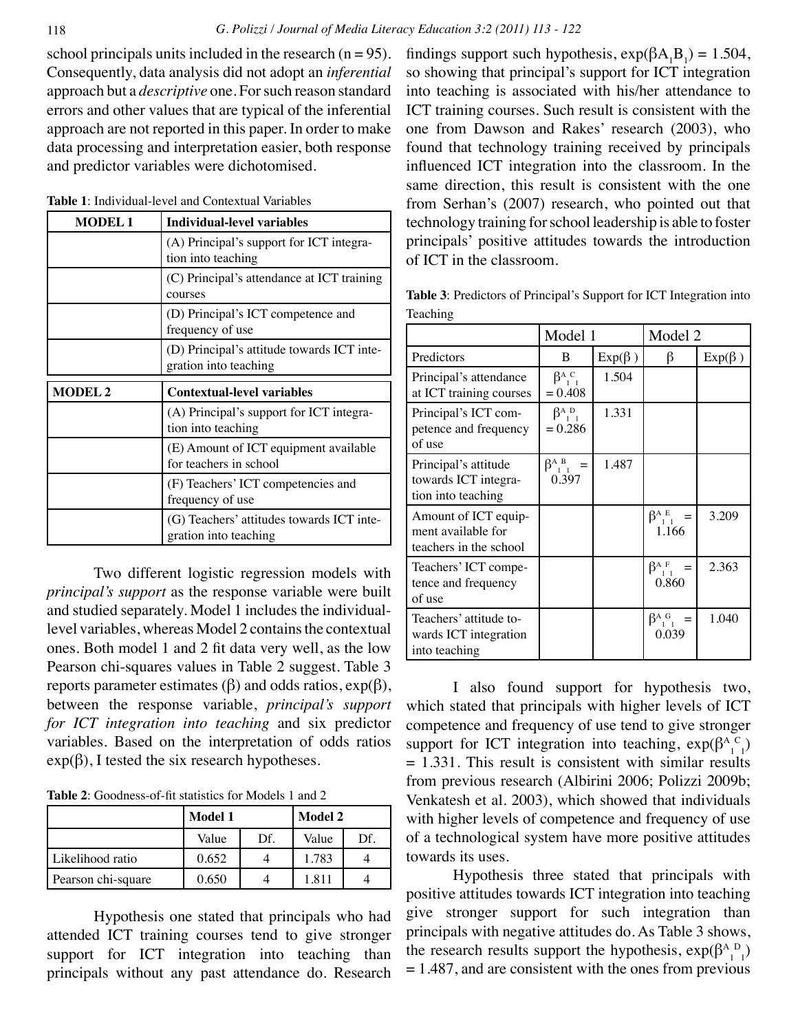school principals units included in the research (n = 95). Consequently, data analysis did not adopt an *inferential* approach but a *descriptive* one. For such reason standard errors and other values that are typical of the inferential approach are not reported in this paper. In order to make data processing and interpretation easier, both response and predictor variables were dichotomised.

**Table 1**: Individual-level and Contextual Variables

| **MODEL 1** | **Individual-level variables** |
|---|---|
| | (A) Principal's support for ICT integration into teaching |
| | (C) Principal's attendance at ICT training courses |
| | (D) Principal's ICT competence and frequency of use |
| | (D) Principal's attitude towards ICT integration into teaching |
| **MODEL 2** | **Contextual-level variables** |
| | (A) Principal's support for ICT integration into teaching |
| | (E) Amount of ICT equipment available for teachers in school |
| | (F) Teachers' ICT competencies and frequency of use |
| | (G) Teachers' attitudes towards ICT integration into teaching |

Two different logistic regression models with *principal's support* as the response variable were built and studied separately. Model 1 includes the individual-level variables, whereas Model 2 contains the contextual ones. Both model 1 and 2 fit data very well, as the low Pearson chi-squares values in Table 2 suggest. Table 3 reports parameter estimates ($\beta$) and odds ratios, $\exp(\beta)$, between the response variable, *principal's support for ICT integration into teaching* and six predictor variables. Based on the interpretation of odds ratios $\exp(\beta)$, I tested the six research hypotheses.

**Table 2**: Goodness-of-fit statistics for Models 1 and 2

| | **Model 1** | | **Model 2** | |
|---|---|---|---|---|
| | Value | Df. | Value | Df. |
| Likelihood ratio | 0.652 | 4 | 1.783 | 4 |
| Pearson chi-square | 0.650 | 4 | 1.811 | 4 |

Hypothesis one stated that principals who had attended ICT training courses tend to give stronger support for ICT integration into teaching than principals without any past attendance do. Research findings support such hypothesis, $\exp(\beta A_1 B_1) = 1.504$, so showing that principal's support for ICT integration into teaching is associated with his/her attendance to ICT training courses. Such result is consistent with the one from Dawson and Rakes' research (2003), who found that technology training received by principals influenced ICT integration into the classroom. In the same direction, this result is consistent with the one from Serhan's (2007) research, who pointed out that technology training for school leadership is able to foster principals' positive attitudes towards the introduction of ICT in the classroom.

**Table 3**: Predictors of Principal's Support for ICT Integration into Teaching

| | Model 1 | | Model 2 | |
|---|---|---|---|---|
| Predictors | B | $\text{Exp}(\beta)$ | $\beta$ | $\text{Exp}(\beta)$ |
| Principal's attendance at ICT training courses | $\beta^{A\ C}_{1\ 1} = 0.408$ | 1.504 | | |
| Principal's ICT competence and frequency of use | $\beta^{A\ D}_{1\ 1} = 0.286$ | 1.331 | | |
| Principal's attitude towards ICT integration into teaching | $\beta^{A\ B}_{1\ 1} = 0.397$ | 1.487 | | |
| Amount of ICT equipment available for teachers in the school | | | $\beta^{A\ E}_{1\ 1} = 1.166$ | 3.209 |
| Teachers' ICT competence and frequency of use | | | $\beta^{A\ F}_{1\ 1} = 0.860$ | 2.363 |
| Teachers' attitude towards ICT integration into teaching | | | $\beta^{A\ G}_{1\ 1} = 0.039$ | 1.040 |

I also found support for hypothesis two, which stated that principals with higher levels of ICT competence and frequency of use tend to give stronger support for ICT integration into teaching, $\exp(\beta^{A\ C}_{1\ 1}) = 1.331$. This result is consistent with similar results from previous research (Albirini 2006; Polizzi 2009b; Venkatesh et al. 2003), which showed that individuals with higher levels of competence and frequency of use of a technological system have more positive attitudes towards its uses.

Hypothesis three stated that principals with positive attitudes towards ICT integration into teaching give stronger support for such integration than principals with negative attitudes do. As Table 3 shows, the research results support the hypothesis, $\exp(\beta^{A\ D}_{1\ 1}) = 1.487$, and are consistent with the ones from previous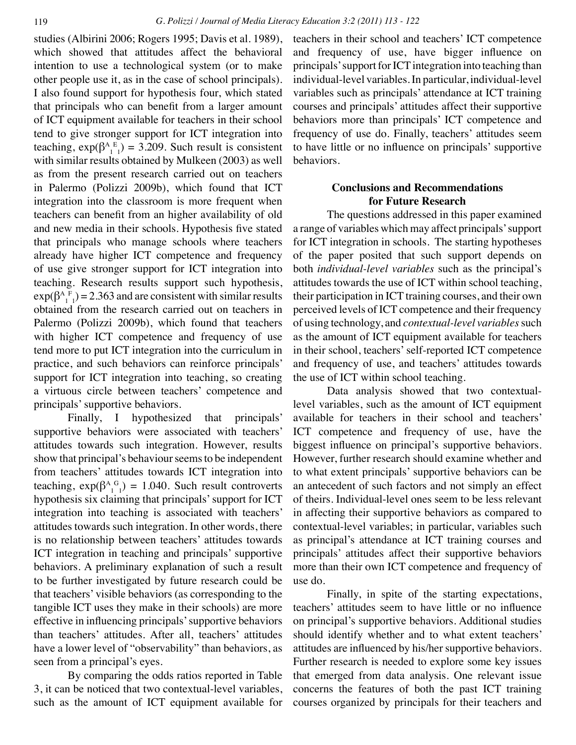studies (Albirini 2006; Rogers 1995; Davis et al. 1989), which showed that attitudes affect the behavioral intention to use a technological system (or to make other people use it, as in the case of school principals). I also found support for hypothesis four, which stated that principals who can benefit from a larger amount of ICT equipment available for teachers in their school tend to give stronger support for ICT integration into teaching, $\exp(\beta^{A}_{1}{}^{E}_{1}) = 3.209$. Such result is consistent with similar results obtained by Mulkeen (2003) as well as from the present research carried out on teachers in Palermo (Polizzi 2009b), which found that ICT integration into the classroom is more frequent when teachers can benefit from an higher availability of old and new media in their schools. Hypothesis five stated that principals who manage schools where teachers already have higher ICT competence and frequency of use give stronger support for ICT integration into teaching. Research results support such hypothesis, $\exp(\beta^{A}_{1}{}^{F}_{1}) = 2.363$ and are consistent with similar results obtained from the research carried out on teachers in Palermo (Polizzi 2009b), which found that teachers with higher ICT competence and frequency of use tend more to put ICT integration into the curriculum in practice, and such behaviors can reinforce principals' support for ICT integration into teaching, so creating a virtuous circle between teachers' competence and principals' supportive behaviors.

Finally, I hypothesized that principals' supportive behaviors were associated with teachers' attitudes towards such integration. However, results show that principal's behaviour seems to be independent from teachers' attitudes towards ICT integration into teaching, $\exp(\beta^{A}_{1}{}^{G}_{1}) = 1.040$. Such result controverts hypothesis six claiming that principals' support for ICT integration into teaching is associated with teachers' attitudes towards such integration. In other words, there is no relationship between teachers' attitudes towards ICT integration in teaching and principals' supportive behaviors. A preliminary explanation of such a result to be further investigated by future research could be that teachers' visible behaviors (as corresponding to the tangible ICT uses they make in their schools) are more effective in influencing principals' supportive behaviors than teachers' attitudes. After all, teachers' attitudes have a lower level of "observability" than behaviors, as seen from a principal's eyes.

By comparing the odds ratios reported in Table 3, it can be noticed that two contextual-level variables, such as the amount of ICT equipment available for teachers in their school and teachers' ICT competence and frequency of use, have bigger influence on principals' support for ICT integration into teaching than individual-level variables. In particular, individual-level variables such as principals' attendance at ICT training courses and principals' attitudes affect their supportive behaviors more than principals' ICT competence and frequency of use do. Finally, teachers' attitudes seem to have little or no influence on principals' supportive behaviors.

## Conclusions and Recommendations for Future Research

The questions addressed in this paper examined a range of variables which may affect principals' support for ICT integration in schools. The starting hypotheses of the paper posited that such support depends on both *individual-level variables* such as the principal's attitudes towards the use of ICT within school teaching, their participation in ICT training courses, and their own perceived levels of ICT competence and their frequency of using technology, and *contextual-level variables* such as the amount of ICT equipment available for teachers in their school, teachers' self-reported ICT competence and frequency of use, and teachers' attitudes towards the use of ICT within school teaching.

Data analysis showed that two contextual-level variables, such as the amount of ICT equipment available for teachers in their school and teachers' ICT competence and frequency of use, have the biggest influence on principal's supportive behaviors. However, further research should examine whether and to what extent principals' supportive behaviors can be an antecedent of such factors and not simply an effect of theirs. Individual-level ones seem to be less relevant in affecting their supportive behaviors as compared to contextual-level variables; in particular, variables such as principal's attendance at ICT training courses and principals' attitudes affect their supportive behaviors more than their own ICT competence and frequency of use do.

Finally, in spite of the starting expectations, teachers' attitudes seem to have little or no influence on principal's supportive behaviors. Additional studies should identify whether and to what extent teachers' attitudes are influenced by his/her supportive behaviors. Further research is needed to explore some key issues that emerged from data analysis. One relevant issue concerns the features of both the past ICT training courses organized by principals for their teachers and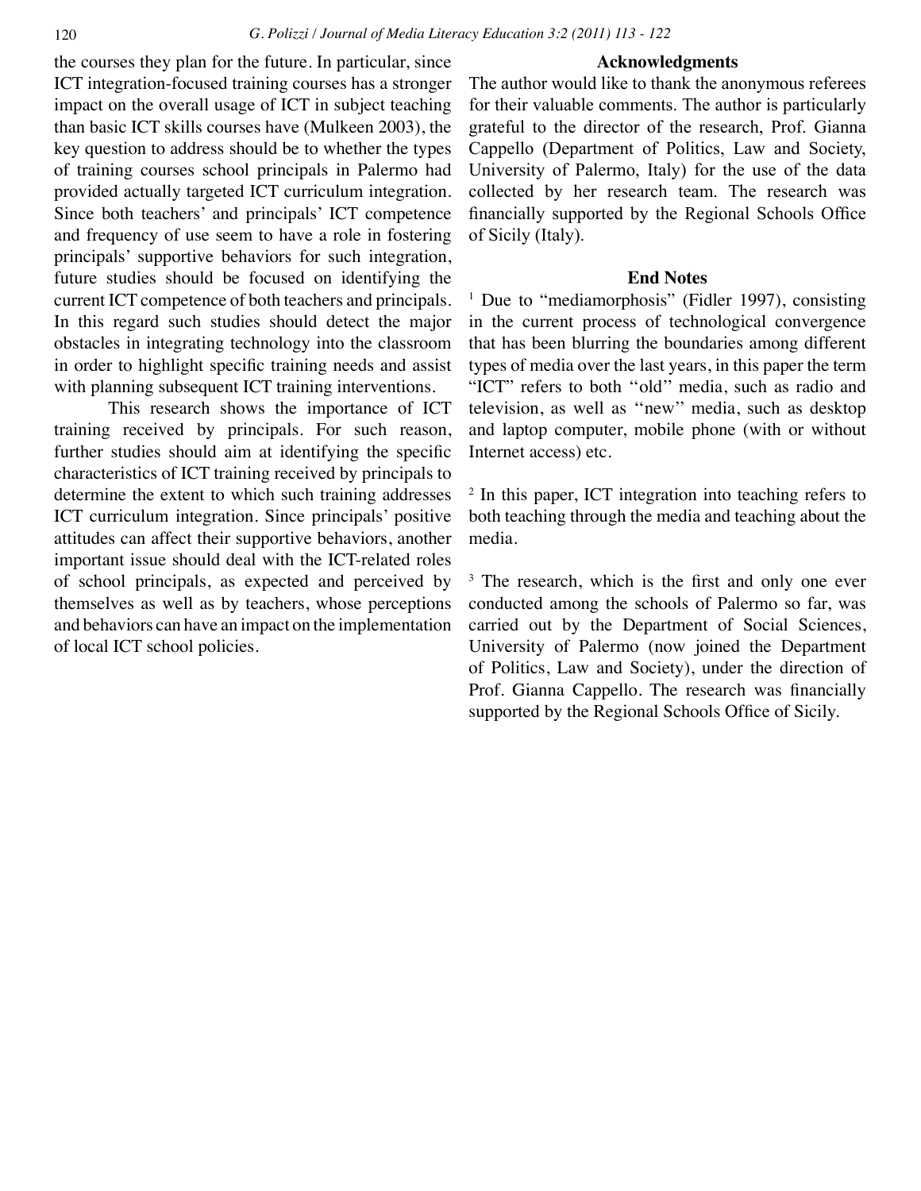the courses they plan for the future. In particular, since ICT integration-focused training courses has a stronger impact on the overall usage of ICT in subject teaching than basic ICT skills courses have (Mulkeen 2003), the key question to address should be to whether the types of training courses school principals in Palermo had provided actually targeted ICT curriculum integration. Since both teachers' and principals' ICT competence and frequency of use seem to have a role in fostering principals' supportive behaviors for such integration, future studies should be focused on identifying the current ICT competence of both teachers and principals. In this regard such studies should detect the major obstacles in integrating technology into the classroom in order to highlight specific training needs and assist with planning subsequent ICT training interventions.

This research shows the importance of ICT training received by principals. For such reason, further studies should aim at identifying the specific characteristics of ICT training received by principals to determine the extent to which such training addresses ICT curriculum integration. Since principals' positive attitudes can affect their supportive behaviors, another important issue should deal with the ICT-related roles of school principals, as expected and perceived by themselves as well as by teachers, whose perceptions and behaviors can have an impact on the implementation of local ICT school policies.

## Acknowledgments

The author would like to thank the anonymous referees for their valuable comments. The author is particularly grateful to the director of the research, Prof. Gianna Cappello (Department of Politics, Law and Society, University of Palermo, Italy) for the use of the data collected by her research team. The research was financially supported by the Regional Schools Office of Sicily (Italy).

## End Notes

[1] Due to "mediamorphosis" (Fidler 1997), consisting in the current process of technological convergence that has been blurring the boundaries among different types of media over the last years, in this paper the term "ICT" refers to both ''old'' media, such as radio and television, as well as ''new'' media, such as desktop and laptop computer, mobile phone (with or without Internet access) etc.

[2] In this paper, ICT integration into teaching refers to both teaching through the media and teaching about the media.

[3] The research, which is the first and only one ever conducted among the schools of Palermo so far, was carried out by the Department of Social Sciences, University of Palermo (now joined the Department of Politics, Law and Society), under the direction of Prof. Gianna Cappello. The research was financially supported by the Regional Schools Office of Sicily.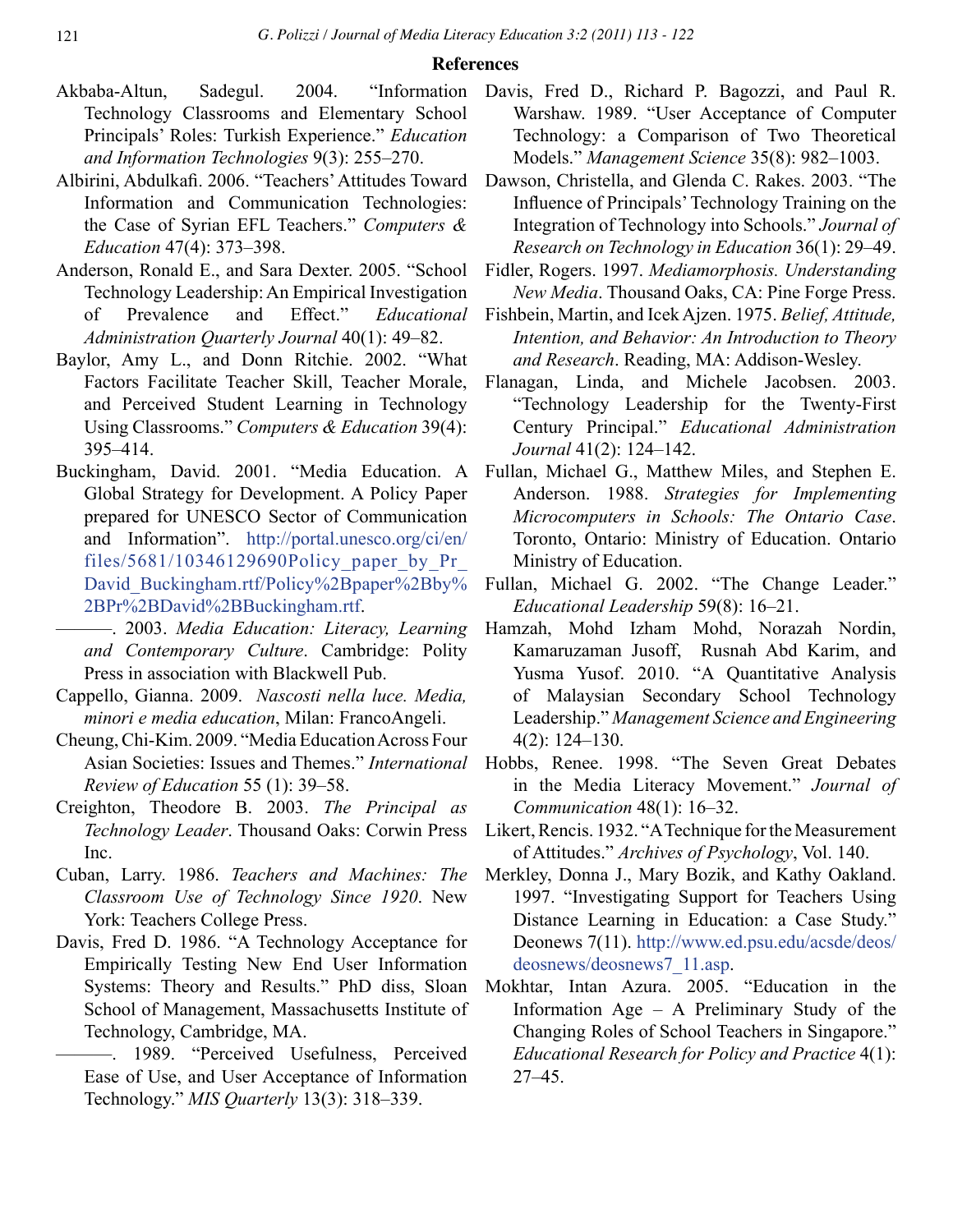## References

Akbaba-Altun, Sadegul. 2004. "Information Technology Classrooms and Elementary School Principals' Roles: Turkish Experience." *Education and Information Technologies* 9(3): 255–270.

Albirini, Abdulkafi. 2006. "Teachers' Attitudes Toward Information and Communication Technologies: the Case of Syrian EFL Teachers." *Computers & Education* 47(4): 373–398.

Anderson, Ronald E., and Sara Dexter. 2005. "School Technology Leadership: An Empirical Investigation of Prevalence and Effect." *Educational Administration Quarterly Journal* 40(1): 49–82.

Baylor, Amy L., and Donn Ritchie. 2002. "What Factors Facilitate Teacher Skill, Teacher Morale, and Perceived Student Learning in Technology Using Classrooms." *Computers & Education* 39(4): 395–414.

Buckingham, David. 2001. "Media Education. A Global Strategy for Development. A Policy Paper prepared for UNESCO Sector of Communication and Information". http://portal.unesco.org/ci/en/files/5681/10346129690Policy_paper_by_Pr_David_Buckingham.rtf/Policy%2Bpaper%2Bby%2BPr%2BDavid%2BBuckingham.rtf.

———. 2003. *Media Education: Literacy, Learning and Contemporary Culture*. Cambridge: Polity Press in association with Blackwell Pub.

Cappello, Gianna. 2009. *Nascosti nella luce. Media, minori e media education*, Milan: FrancoAngeli.

Cheung, Chi-Kim. 2009. "Media Education Across Four Asian Societies: Issues and Themes." *International Review of Education* 55 (1): 39–58.

Creighton, Theodore B. 2003. *The Principal as Technology Leader*. Thousand Oaks: Corwin Press Inc.

Cuban, Larry. 1986. *Teachers and Machines: The Classroom Use of Technology Since 1920*. New York: Teachers College Press.

Davis, Fred D. 1986. "A Technology Acceptance for Empirically Testing New End User Information Systems: Theory and Results." PhD diss, Sloan School of Management, Massachusetts Institute of Technology, Cambridge, MA.

———. 1989. "Perceived Usefulness, Perceived Ease of Use, and User Acceptance of Information Technology." *MIS Quarterly* 13(3): 318–339.

Davis, Fred D., Richard P. Bagozzi, and Paul R. Warshaw. 1989. "User Acceptance of Computer Technology: a Comparison of Two Theoretical Models." *Management Science* 35(8): 982–1003.

Dawson, Christella, and Glenda C. Rakes. 2003. "The Influence of Principals' Technology Training on the Integration of Technology into Schools." *Journal of Research on Technology in Education* 36(1): 29–49.

Fidler, Rogers. 1997. *Mediamorphosis. Understanding New Media*. Thousand Oaks, CA: Pine Forge Press.

Fishbein, Martin, and Icek Ajzen. 1975. *Belief, Attitude, Intention, and Behavior: An Introduction to Theory and Research*. Reading, MA: Addison-Wesley.

Flanagan, Linda, and Michele Jacobsen. 2003. "Technology Leadership for the Twenty-First Century Principal." *Educational Administration Journal* 41(2): 124–142.

Fullan, Michael G., Matthew Miles, and Stephen E. Anderson. 1988. *Strategies for Implementing Microcomputers in Schools: The Ontario Case*. Toronto, Ontario: Ministry of Education. Ontario Ministry of Education.

Fullan, Michael G. 2002. "The Change Leader." *Educational Leadership* 59(8): 16–21.

Hamzah, Mohd Izham Mohd, Norazah Nordin, Kamaruzaman Jusoff, Rusnah Abd Karim, and Yusma Yusof. 2010. "A Quantitative Analysis of Malaysian Secondary School Technology Leadership." *Management Science and Engineering* 4(2): 124–130.

Hobbs, Renee. 1998. "The Seven Great Debates in the Media Literacy Movement." *Journal of Communication* 48(1): 16–32.

Likert, Rencis. 1932. "A Technique for the Measurement of Attitudes." *Archives of Psychology*, Vol. 140.

Merkley, Donna J., Mary Bozik, and Kathy Oakland. 1997. "Investigating Support for Teachers Using Distance Learning in Education: a Case Study." Deonews 7(11). http://www.ed.psu.edu/acsde/deos/deosnews/deosnews7_11.asp.

Mokhtar, Intan Azura. 2005. "Education in the Information Age – A Preliminary Study of the Changing Roles of School Teachers in Singapore." *Educational Research for Policy and Practice* 4(1): 27–45.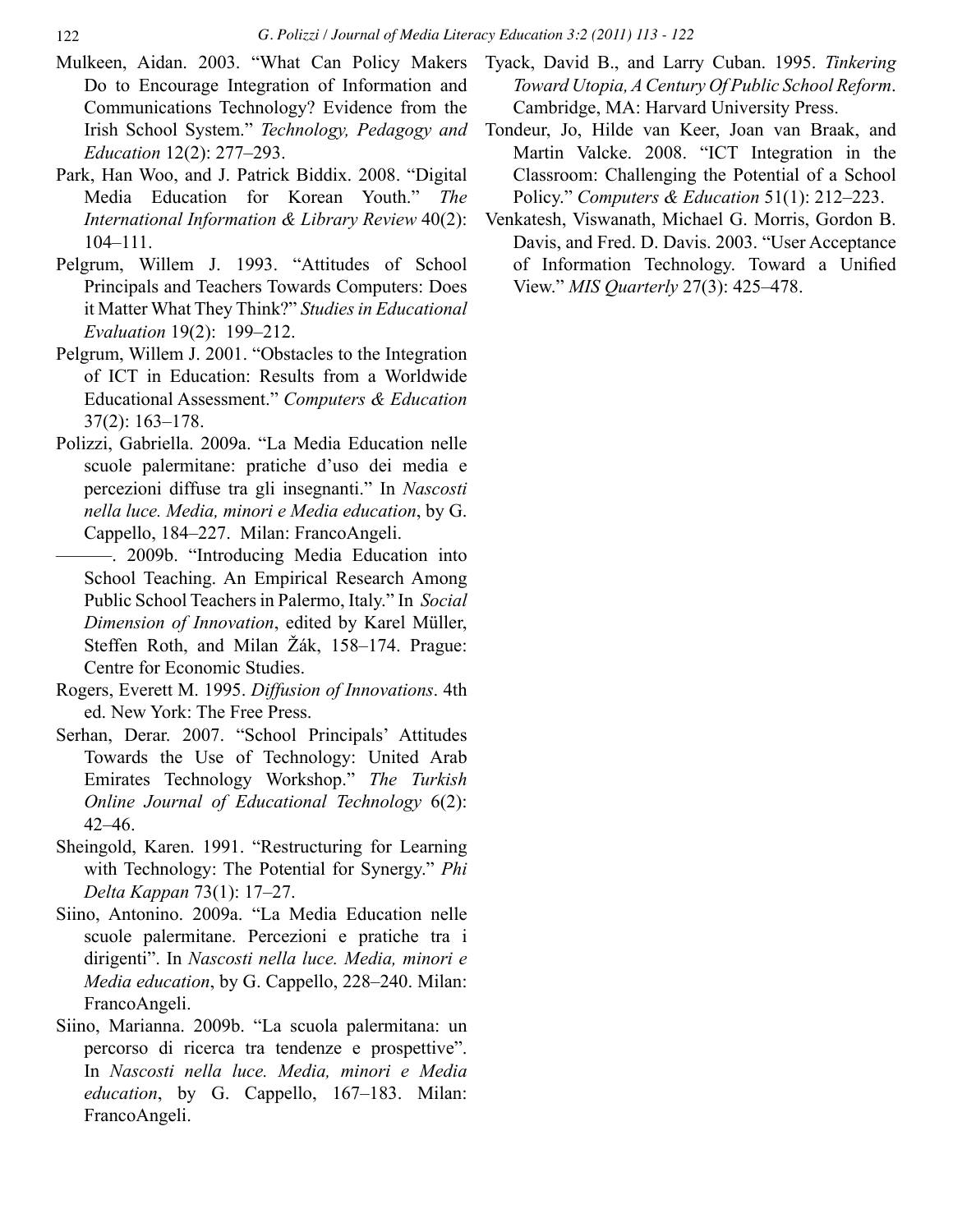Mulkeen, Aidan. 2003. "What Can Policy Makers Do to Encourage Integration of Information and Communications Technology? Evidence from the Irish School System." *Technology, Pedagogy and Education* 12(2): 277–293.

Park, Han Woo, and J. Patrick Biddix. 2008. "Digital Media Education for Korean Youth." *The International Information & Library Review* 40(2): 104–111.

Pelgrum, Willem J. 1993. "Attitudes of School Principals and Teachers Towards Computers: Does it Matter What They Think?" *Studies in Educational Evaluation* 19(2): 199–212.

Pelgrum, Willem J. 2001. "Obstacles to the Integration of ICT in Education: Results from a Worldwide Educational Assessment." *Computers & Education* 37(2): 163–178.

Polizzi, Gabriella. 2009a. "La Media Education nelle scuole palermitane: pratiche d'uso dei media e percezioni diffuse tra gli insegnanti." In *Nascosti nella luce. Media, minori e Media education*, by G. Cappello, 184–227. Milan: FrancoAngeli.

———. 2009b. "Introducing Media Education into School Teaching. An Empirical Research Among Public School Teachers in Palermo, Italy." In *Social Dimension of Innovation*, edited by Karel Müller, Steffen Roth, and Milan Žák, 158–174. Prague: Centre for Economic Studies.

Rogers, Everett M. 1995. *Diffusion of Innovations*. 4th ed. New York: The Free Press.

Serhan, Derar. 2007. "School Principals' Attitudes Towards the Use of Technology: United Arab Emirates Technology Workshop." *The Turkish Online Journal of Educational Technology* 6(2): 42–46.

Sheingold, Karen. 1991. "Restructuring for Learning with Technology: The Potential for Synergy." *Phi Delta Kappan* 73(1): 17–27.

Siino, Antonino. 2009a. "La Media Education nelle scuole palermitane. Percezioni e pratiche tra i dirigenti". In *Nascosti nella luce. Media, minori e Media education*, by G. Cappello, 228–240. Milan: FrancoAngeli.

Siino, Marianna. 2009b. "La scuola palermitana: un percorso di ricerca tra tendenze e prospettive". In *Nascosti nella luce. Media, minori e Media education*, by G. Cappello, 167–183. Milan: FrancoAngeli.

Tyack, David B., and Larry Cuban. 1995. *Tinkering Toward Utopia, A Century Of Public School Reform*. Cambridge, MA: Harvard University Press.

Tondeur, Jo, Hilde van Keer, Joan van Braak, and Martin Valcke. 2008. "ICT Integration in the Classroom: Challenging the Potential of a School Policy." *Computers & Education* 51(1): 212–223.

Venkatesh, Viswanath, Michael G. Morris, Gordon B. Davis, and Fred. D. Davis. 2003. "User Acceptance of Information Technology. Toward a Unified View." *MIS Quarterly* 27(3): 425–478.